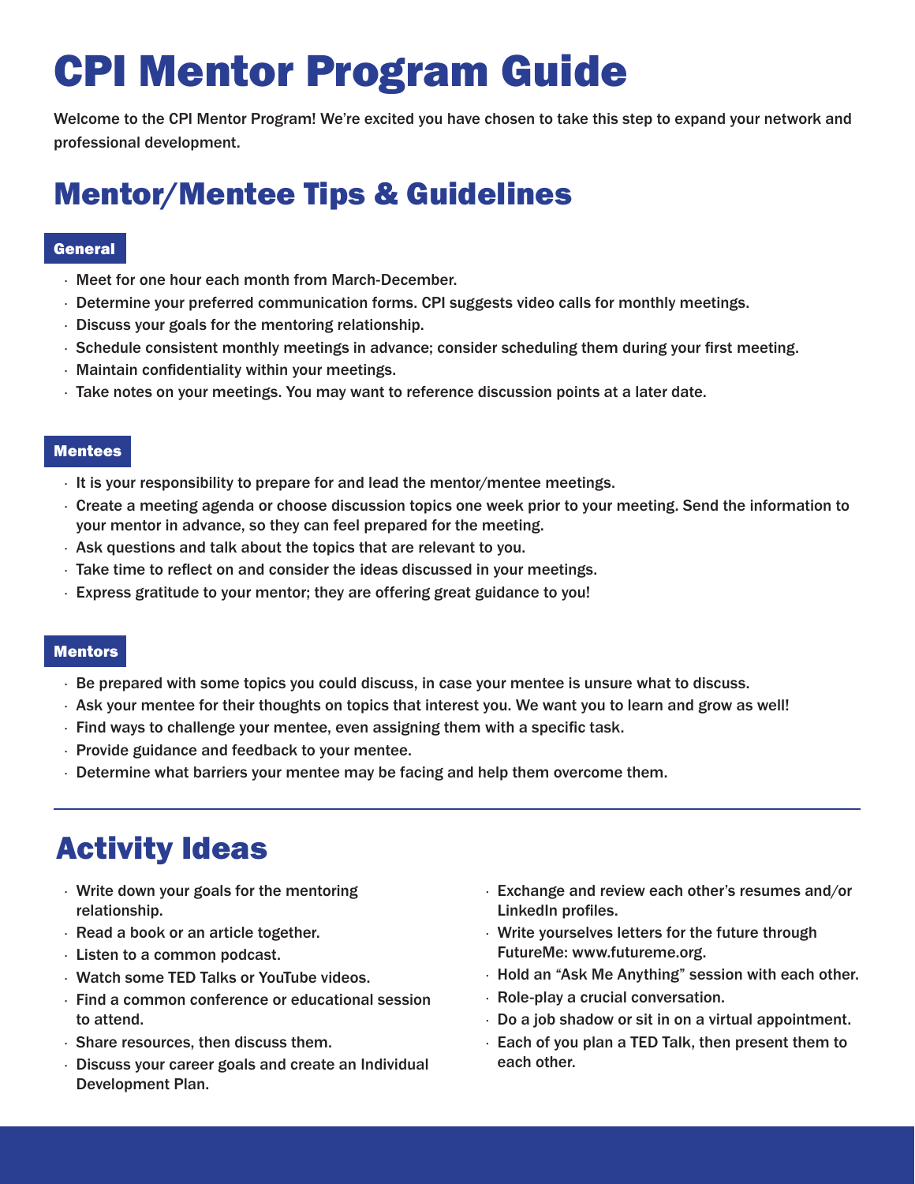# CPI Mentor Program Guide

Welcome to the CPI Mentor Program! We're excited you have chosen to take this step to expand your network and professional development.

## Mentor/Mentee Tips & Guidelines

### General

- Meet for one hour each month from March-December.
- Determine your preferred communication forms. CPI suggests video calls for monthly meetings.
- Discuss your goals for the mentoring relationship.
- Schedule consistent monthly meetings in advance; consider scheduling them during your first meeting.
- Maintain confidentiality within your meetings.
- Take notes on your meetings. You may want to reference discussion points at a later date.

### Mentees

- It is your responsibility to prepare for and lead the mentor/mentee meetings.
- Create a meeting agenda or choose discussion topics one week prior to your meeting. Send the information to your mentor in advance, so they can feel prepared for the meeting.
- Ask questions and talk about the topics that are relevant to you.
- Take time to reflect on and consider the ideas discussed in your meetings.
- Express gratitude to your mentor; they are offering great guidance to you!

### Mentors

- Be prepared with some topics you could discuss, in case your mentee is unsure what to discuss.
- Ask your mentee for their thoughts on topics that interest you. We want you to learn and grow as well!
- Find ways to challenge your mentee, even assigning them with a specific task.
- Provide guidance and feedback to your mentee.
- Determine what barriers your mentee may be facing and help them overcome them.

## Activity Ideas

- Write down your goals for the mentoring relationship.
- Read a book or an article together.
- Listen to a common podcast.
- Watch some TED Talks or YouTube videos.
- Find a common conference or educational session to attend.
- Share resources, then discuss them.
- Discuss your career goals and create an Individual Development Plan.
- Exchange and review each other's resumes and/or LinkedIn profiles.
- Write yourselves letters for the future through FutureMe: www.futureme.org.
- Hold an "Ask Me Anything" session with each other.
- Role-play a crucial conversation.
- Do a job shadow or sit in on a virtual appointment.
- Each of you plan a TED Talk, then present them to each other.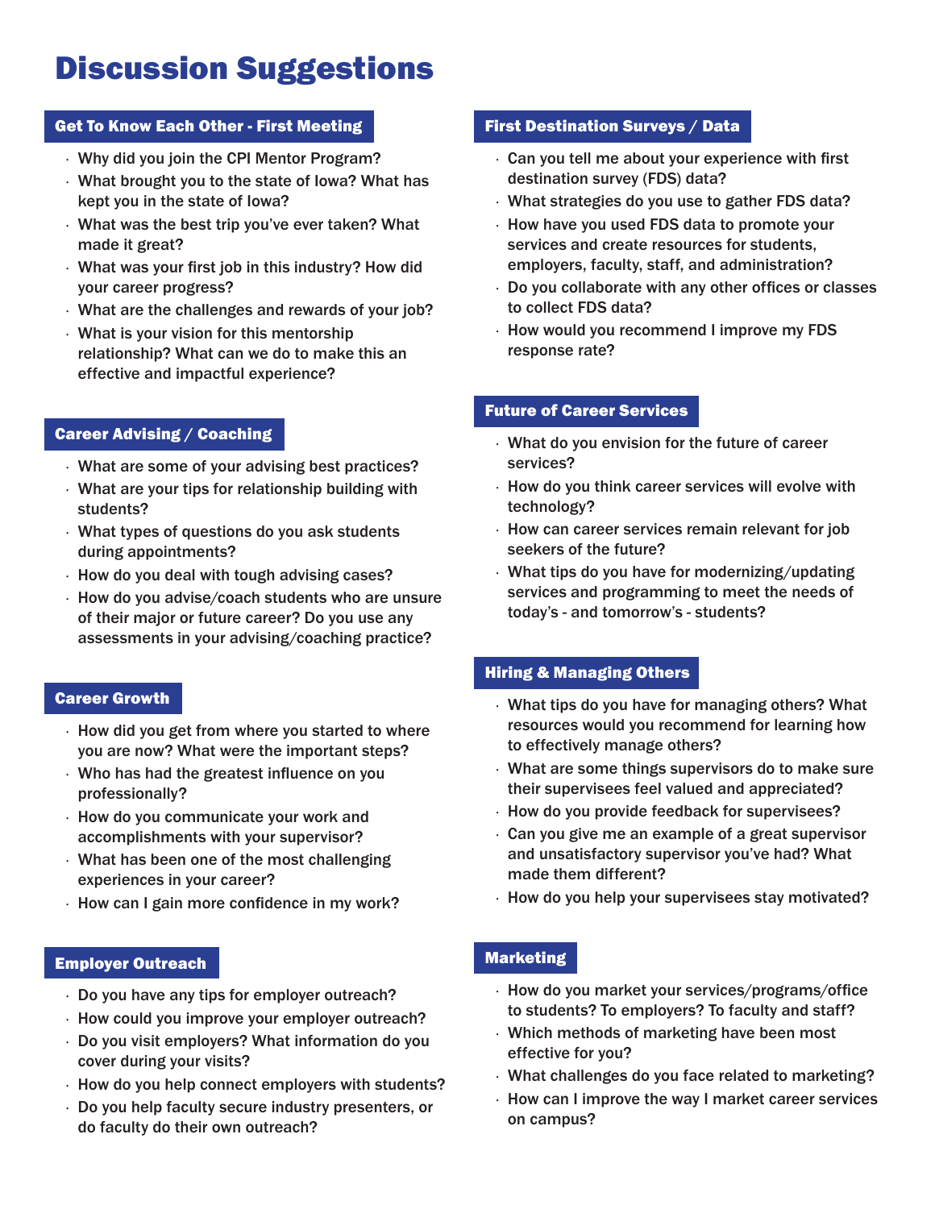# Discussion Suggestions

## Get To Know Each Other - First Meeting

- Why did you join the CPI Mentor Program?
- What brought you to the state of Iowa? What has kept you in the state of Iowa?
- What was the best trip you've ever taken? What made it great?
- What was your first job in this industry? How did your career progress?
- What are the challenges and rewards of your job?
- What is your vision for this mentorship relationship? What can we do to make this an effective and impactful experience?

## Career Advising / Coaching

- What are some of your advising best practices?
- What are your tips for relationship building with students?
- What types of questions do you ask students during appointments?
- How do you deal with tough advising cases?
- How do you advise/coach students who are unsure of their major or future career? Do you use any assessments in your advising/coaching practice?

## Career Growth

- How did you get from where you started to where you are now? What were the important steps?
- Who has had the greatest influence on you professionally?
- How do you communicate your work and accomplishments with your supervisor?
- What has been one of the most challenging experiences in your career?
- How can I gain more confidence in my work?

## Employer Outreach

- Do you have any tips for employer outreach?
- How could you improve your employer outreach?
- Do you visit employers? What information do you cover during your visits?
- How do you help connect employers with students?
- Do you help faculty secure industry presenters, or do faculty do their own outreach?

## First Destination Surveys / Data

- Can you tell me about your experience with first destination survey (FDS) data?
- What strategies do you use to gather FDS data?
- How have you used FDS data to promote your services and create resources for students, employers, faculty, staff, and administration?
- Do you collaborate with any other offices or classes to collect FDS data?
- How would you recommend I improve my FDS response rate?

## Future of Career Services

- What do you envision for the future of career services?
- How do you think career services will evolve with technology?
- How can career services remain relevant for job seekers of the future?
- What tips do you have for modernizing/updating services and programming to meet the needs of today's - and tomorrow's - students?

## Hiring & Managing Others

- What tips do you have for managing others? What resources would you recommend for learning how to effectively manage others?
- What are some things supervisors do to make sure their supervisees feel valued and appreciated?
- How do you provide feedback for supervisees?
- Can you give me an example of a great supervisor and unsatisfactory supervisor you've had? What made them different?
- How do you help your supervisees stay motivated?

## Marketing

- How do you market your services/programs/office to students? To employers? To faculty and staff?
- Which methods of marketing have been most effective for you?
- What challenges do you face related to marketing?
- How can I improve the way I market career services on campus?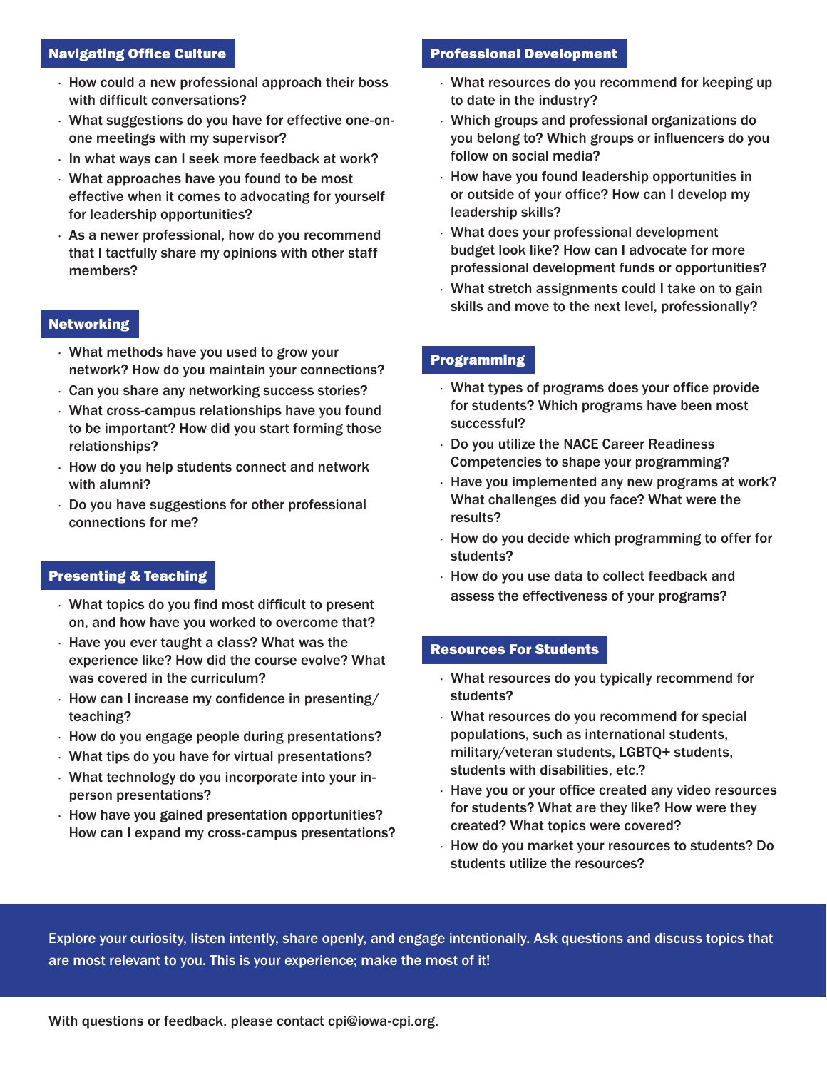## Navigating Office Culture

- How could a new professional approach their boss with difficult conversations?
- What suggestions do you have for effective one-on-one meetings with my supervisor?
- In what ways can I seek more feedback at work?
- What approaches have you found to be most effective when it comes to advocating for yourself for leadership opportunities?
- As a newer professional, how do you recommend that I tactfully share my opinions with other staff members?

## Networking

- What methods have you used to grow your network? How do you maintain your connections?
- Can you share any networking success stories?
- What cross-campus relationships have you found to be important? How did you start forming those relationships?
- How do you help students connect and network with alumni?
- Do you have suggestions for other professional connections for me?

## Presenting & Teaching

- What topics do you find most difficult to present on, and how have you worked to overcome that?
- Have you ever taught a class? What was the experience like? How did the course evolve? What was covered in the curriculum?
- How can I increase my confidence in presenting/teaching?
- How do you engage people during presentations?
- What tips do you have for virtual presentations?
- What technology do you incorporate into your in-person presentations?
- How have you gained presentation opportunities? How can I expand my cross-campus presentations?

## Professional Development

- What resources do you recommend for keeping up to date in the industry?
- Which groups and professional organizations do you belong to? Which groups or influencers do you follow on social media?
- How have you found leadership opportunities in or outside of your office? How can I develop my leadership skills?
- What does your professional development budget look like? How can I advocate for more professional development funds or opportunities?
- What stretch assignments could I take on to gain skills and move to the next level, professionally?

## Programming

- What types of programs does your office provide for students? Which programs have been most successful?
- Do you utilize the NACE Career Readiness Competencies to shape your programming?
- Have you implemented any new programs at work? What challenges did you face? What were the results?
- How do you decide which programming to offer for students?
- How do you use data to collect feedback and assess the effectiveness of your programs?

## Resources For Students

- What resources do you typically recommend for students?
- What resources do you recommend for special populations, such as international students, military/veteran students, LGBTQ+ students, students with disabilities, etc.?
- Have you or your office created any video resources for students? What are they like? How were they created? What topics were covered?
- How do you market your resources to students? Do students utilize the resources?

Explore your curiosity, listen intently, share openly, and engage intentionally. Ask questions and discuss topics that are most relevant to you. This is your experience; make the most of it!

With questions or feedback, please contact cpi@iowa-cpi.org.